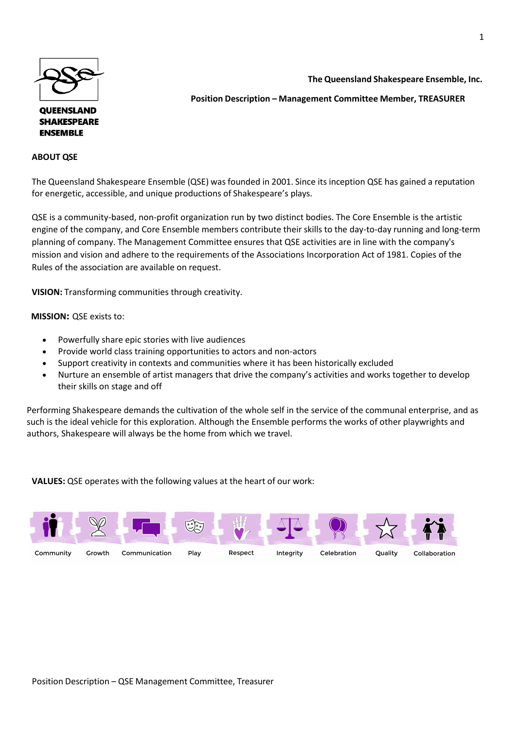QUEENSLAND SHAKESPEARE ENSEMBLE

**The Queensland Shakespeare Ensemble, Inc.**

**Position Description – Management Committee Member, TREASURER**

## ABOUT QSE

The Queensland Shakespeare Ensemble (QSE) was founded in 2001. Since its inception QSE has gained a reputation for energetic, accessible, and unique productions of Shakespeare's plays.

QSE is a community-based, non-profit organization run by two distinct bodies. The Core Ensemble is the artistic engine of the company, and Core Ensemble members contribute their skills to the day-to-day running and long-term planning of company. The Management Committee ensures that QSE activities are in line with the company's mission and vision and adhere to the requirements of the Associations Incorporation Act of 1981. Copies of the Rules of the association are available on request.

**VISION:** Transforming communities through creativity.

**MISSION:** QSE exists to:

- Powerfully share epic stories with live audiences
- Provide world class training opportunities to actors and non-actors
- Support creativity in contexts and communities where it has been historically excluded
- Nurture an ensemble of artist managers that drive the company's activities and works together to develop their skills on stage and off

Performing Shakespeare demands the cultivation of the whole self in the service of the communal enterprise, and as such is the ideal vehicle for this exploration. Although the Ensemble performs the works of other playwrights and authors, Shakespeare will always be the home from which we travel.

**VALUES:** QSE operates with the following values at the heart of our work:

Community, Growth, Communication, Play, Respect, Integrity, Celebration, Quality, Collaboration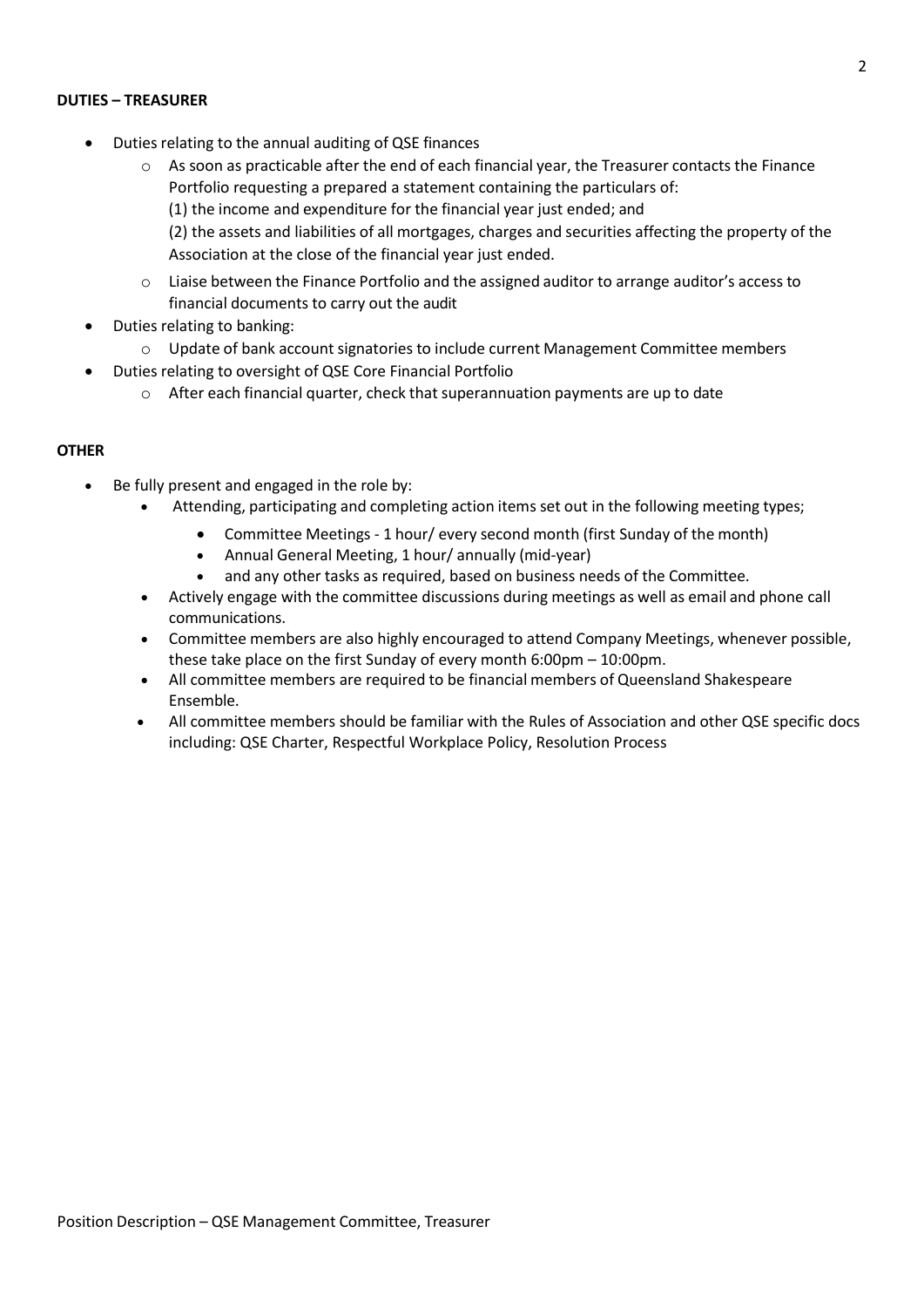**DUTIES – TREASURER**

- Duties relating to the annual auditing of QSE finances
  - As soon as practicable after the end of each financial year, the Treasurer contacts the Finance Portfolio requesting a prepared a statement containing the particulars of:
    (1) the income and expenditure for the financial year just ended; and
    (2) the assets and liabilities of all mortgages, charges and securities affecting the property of the Association at the close of the financial year just ended.
  - Liaise between the Finance Portfolio and the assigned auditor to arrange auditor's access to financial documents to carry out the audit
- Duties relating to banking:
  - Update of bank account signatories to include current Management Committee members
- Duties relating to oversight of QSE Core Financial Portfolio
  - After each financial quarter, check that superannuation payments are up to date

**OTHER**

- Be fully present and engaged in the role by:
  - Attending, participating and completing action items set out in the following meeting types;
    - Committee Meetings - 1 hour/ every second month (first Sunday of the month)
    - Annual General Meeting, 1 hour/ annually (mid-year)
    - and any other tasks as required, based on business needs of the Committee.
  - Actively engage with the committee discussions during meetings as well as email and phone call communications.
  - Committee members are also highly encouraged to attend Company Meetings, whenever possible, these take place on the first Sunday of every month 6:00pm – 10:00pm.
  - All committee members are required to be financial members of Queensland Shakespeare Ensemble.
  - All committee members should be familiar with the Rules of Association and other QSE specific docs including: QSE Charter, Respectful Workplace Policy, Resolution Process